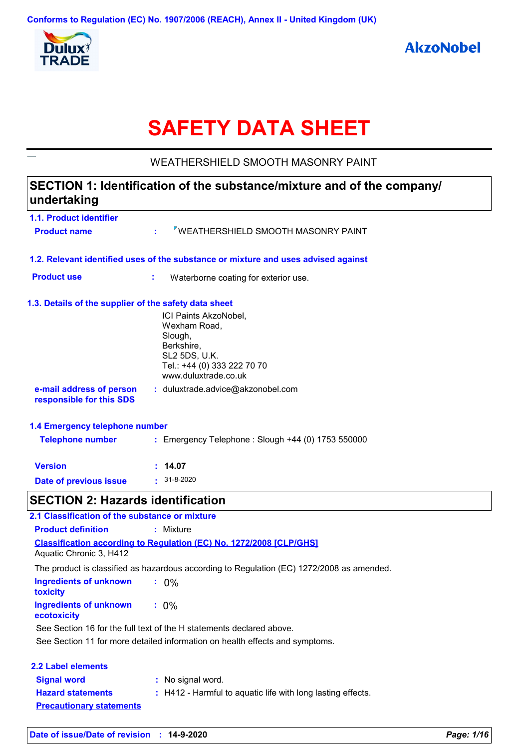Conforms to Regulation (EC) No. 1907/2006 (REACH), Annex II - United Kingdom (UK)

Dulux TRADE

AkzoNobel

# SAFETY DATA SHEET

WEATHERSHIELD SMOOTH MASONRY PAINT

## SECTION 1: Identification of the substance/mixture and of the company/ undertaking

### 1.1. Product identifier

**Product name** : WEATHERSHIELD SMOOTH MASONRY PAINT

### 1.2. Relevant identified uses of the substance or mixture and uses advised against

**Product use** : Waterborne coating for exterior use.

### 1.3. Details of the supplier of the safety data sheet

ICI Paints AkzoNobel,
Wexham Road,
Slough,
Berkshire,
SL2 5DS, U.K.
Tel.: +44 (0) 333 222 70 70
www.duluxtrade.co.uk

**e-mail address of person responsible for this SDS** : duluxtrade.advice@akzonobel.com

### 1.4 Emergency telephone number

**Telephone number** : Emergency Telephone : Slough +44 (0) 1753 550000

**Version** : **14.07**

**Date of previous issue** : 31-8-2020

## SECTION 2: Hazards identification

### 2.1 Classification of the substance or mixture

**Product definition** : Mixture

**Classification according to Regulation (EC) No. 1272/2008 [CLP/GHS]**

Aquatic Chronic 3, H412

The product is classified as hazardous according to Regulation (EC) 1272/2008 as amended.

**Ingredients of unknown toxicity** : 0%

**Ingredients of unknown ecotoxicity** : 0%

See Section 16 for the full text of the H statements declared above.

See Section 11 for more detailed information on health effects and symptoms.

### 2.2 Label elements

**Signal word** : No signal word.

**Hazard statements** : H412 - Harmful to aquatic life with long lasting effects.

**Precautionary statements**

**Date of issue/Date of revision** : **14-9-2020**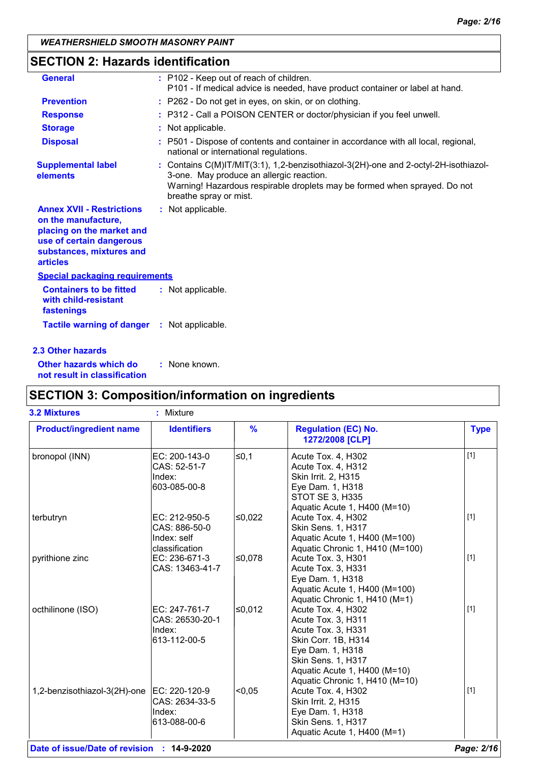## SECTION 2: Hazards identification

**General** : P102 - Keep out of reach of children.
P101 - If medical advice is needed, have product container or label at hand.

**Prevention** : P262 - Do not get in eyes, on skin, or on clothing.

**Response** : P312 - Call a POISON CENTER or doctor/physician if you feel unwell.

**Storage** : Not applicable.

**Disposal** : P501 - Dispose of contents and container in accordance with all local, regional, national or international regulations.

**Supplemental label elements** : Contains C(M)IT/MIT(3:1), 1,2-benzisothiazol-3(2H)-one and 2-octyl-2H-isothiazol-3-one. May produce an allergic reaction.
Warning! Hazardous respirable droplets may be formed when sprayed. Do not breathe spray or mist.

**Annex XVII - Restrictions on the manufacture, placing on the market and use of certain dangerous substances, mixtures and articles** : Not applicable.

**Special packaging requirements**

**Containers to be fitted with child-resistant fastenings** : Not applicable.

**Tactile warning of danger** : Not applicable.

### 2.3 Other hazards

**Other hazards which do not result in classification** : None known.

## SECTION 3: Composition/information on ingredients

**3.2 Mixtures** : Mixture

| Product/ingredient name | Identifiers | % | Regulation (EC) No. 1272/2008 [CLP] | Type |
|---|---|---|---|---|
| bronopol (INN) | EC: 200-143-0<br>CAS: 52-51-7<br>Index: 603-085-00-8 | ≤0,1 | Acute Tox. 4, H302<br>Acute Tox. 4, H312<br>Skin Irrit. 2, H315<br>Eye Dam. 1, H318<br>STOT SE 3, H335<br>Aquatic Acute 1, H400 (M=10) | [1] |
| terbutryn | EC: 212-950-5<br>CAS: 886-50-0<br>Index: self classification | ≤0,022 | Acute Tox. 4, H302<br>Skin Sens. 1, H317<br>Aquatic Acute 1, H400 (M=100)<br>Aquatic Chronic 1, H410 (M=100) | [1] |
| pyrithione zinc | EC: 236-671-3<br>CAS: 13463-41-7 | ≤0,078 | Acute Tox. 3, H301<br>Acute Tox. 3, H331<br>Eye Dam. 1, H318<br>Aquatic Acute 1, H400 (M=100)<br>Aquatic Chronic 1, H410 (M=1) | [1] |
| octhilinone (ISO) | EC: 247-761-7<br>CAS: 26530-20-1<br>Index: 613-112-00-5 | ≤0,012 | Acute Tox. 4, H302<br>Acute Tox. 3, H311<br>Acute Tox. 3, H331<br>Skin Corr. 1B, H314<br>Eye Dam. 1, H318<br>Skin Sens. 1, H317<br>Aquatic Acute 1, H400 (M=10)<br>Aquatic Chronic 1, H410 (M=10) | [1] |
| 1,2-benzisothiazol-3(2H)-one | EC: 220-120-9<br>CAS: 2634-33-5<br>Index: 613-088-00-6 | <0,05 | Acute Tox. 4, H302<br>Skin Irrit. 2, H315<br>Eye Dam. 1, H318<br>Skin Sens. 1, H317<br>Aquatic Acute 1, H400 (M=1) | [1] |

**Date of issue/Date of revision** : **14-9-2020**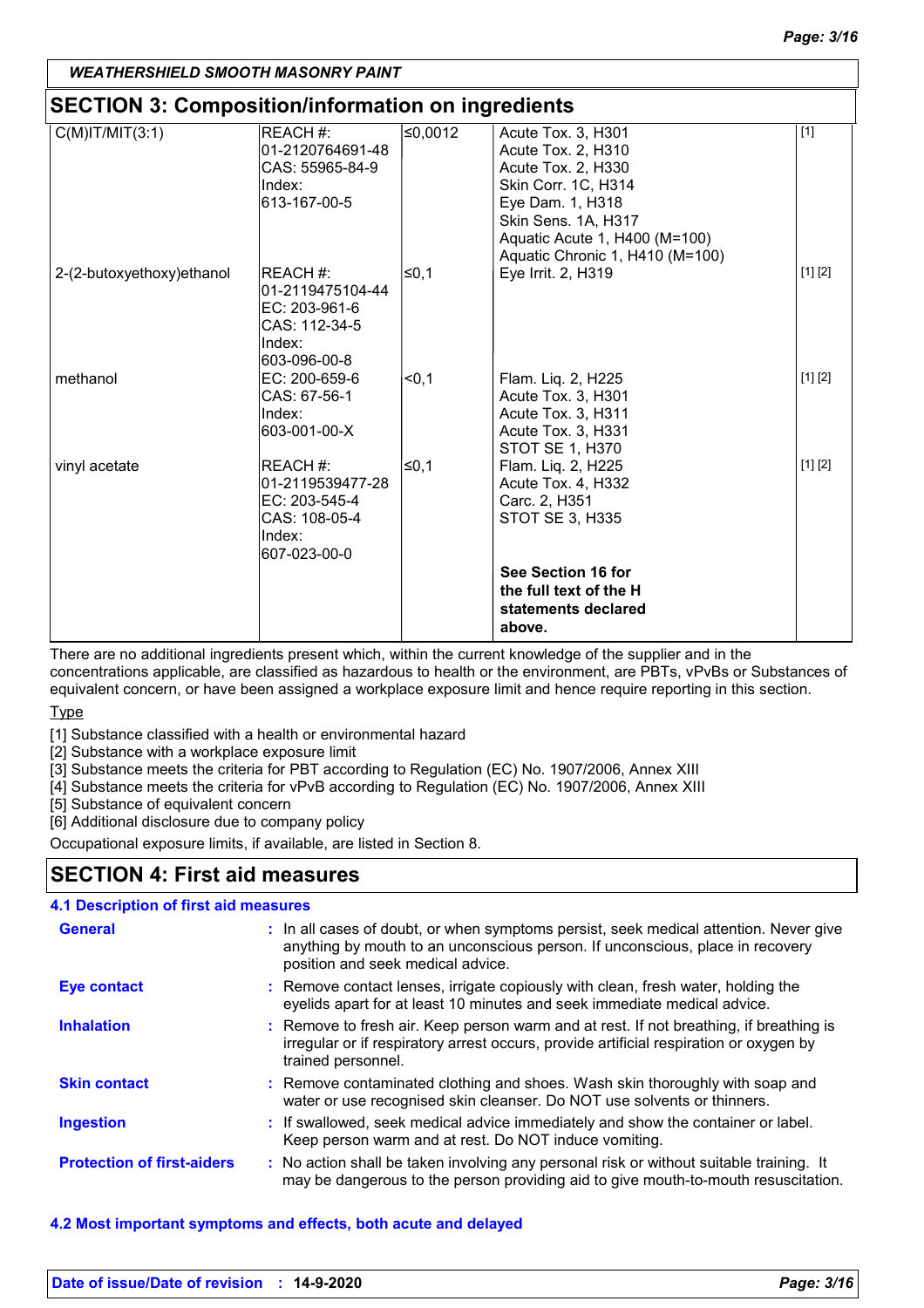WEATHERSHIELD SMOOTH MASONRY PAINT

## SECTION 3: Composition/information on ingredients

| | | | | |
|---|---|---|---|---|
| C(M)IT/MIT(3:1) | REACH #: 01-2120764691-48<br>CAS: 55965-84-9<br>Index: 613-167-00-5 | ≤0,0012 | Acute Tox. 3, H301<br>Acute Tox. 2, H310<br>Acute Tox. 2, H330<br>Skin Corr. 1C, H314<br>Eye Dam. 1, H318<br>Skin Sens. 1A, H317<br>Aquatic Acute 1, H400 (M=100)<br>Aquatic Chronic 1, H410 (M=100) | [1] |
| 2-(2-butoxyethoxy)ethanol | REACH #: 01-2119475104-44<br>EC: 203-961-6<br>CAS: 112-34-5<br>Index: 603-096-00-8 | ≤0,1 | Eye Irrit. 2, H319 | [1] [2] |
| methanol | EC: 200-659-6<br>CAS: 67-56-1<br>Index: 603-001-00-X | <0,1 | Flam. Liq. 2, H225<br>Acute Tox. 3, H301<br>Acute Tox. 3, H311<br>Acute Tox. 3, H331<br>STOT SE 1, H370 | [1] [2] |
| vinyl acetate | REACH #: 01-2119539477-28<br>EC: 203-545-4<br>CAS: 108-05-4<br>Index: 607-023-00-0 | ≤0,1 | Flam. Liq. 2, H225<br>Acute Tox. 4, H332<br>Carc. 2, H351<br>STOT SE 3, H335 | [1] [2] |
| | | | **See Section 16 for the full text of the H statements declared above.** | |

There are no additional ingredients present which, within the current knowledge of the supplier and in the concentrations applicable, are classified as hazardous to health or the environment, are PBTs, vPvBs or Substances of equivalent concern, or have been assigned a workplace exposure limit and hence require reporting in this section.

Type

[1] Substance classified with a health or environmental hazard
[2] Substance with a workplace exposure limit
[3] Substance meets the criteria for PBT according to Regulation (EC) No. 1907/2006, Annex XIII
[4] Substance meets the criteria for vPvB according to Regulation (EC) No. 1907/2006, Annex XIII
[5] Substance of equivalent concern
[6] Additional disclosure due to company policy

Occupational exposure limits, if available, are listed in Section 8.

## SECTION 4: First aid measures

### 4.1 Description of first aid measures

**General** : In all cases of doubt, or when symptoms persist, seek medical attention. Never give anything by mouth to an unconscious person. If unconscious, place in recovery position and seek medical advice.

**Eye contact** : Remove contact lenses, irrigate copiously with clean, fresh water, holding the eyelids apart for at least 10 minutes and seek immediate medical advice.

**Inhalation** : Remove to fresh air. Keep person warm and at rest. If not breathing, if breathing is irregular or if respiratory arrest occurs, provide artificial respiration or oxygen by trained personnel.

**Skin contact** : Remove contaminated clothing and shoes. Wash skin thoroughly with soap and water or use recognised skin cleanser. Do NOT use solvents or thinners.

**Ingestion** : If swallowed, seek medical advice immediately and show the container or label. Keep person warm and at rest. Do NOT induce vomiting.

**Protection of first-aiders** : No action shall be taken involving any personal risk or without suitable training. It may be dangerous to the person providing aid to give mouth-to-mouth resuscitation.

### 4.2 Most important symptoms and effects, both acute and delayed

Date of issue/Date of revision : 14-9-2020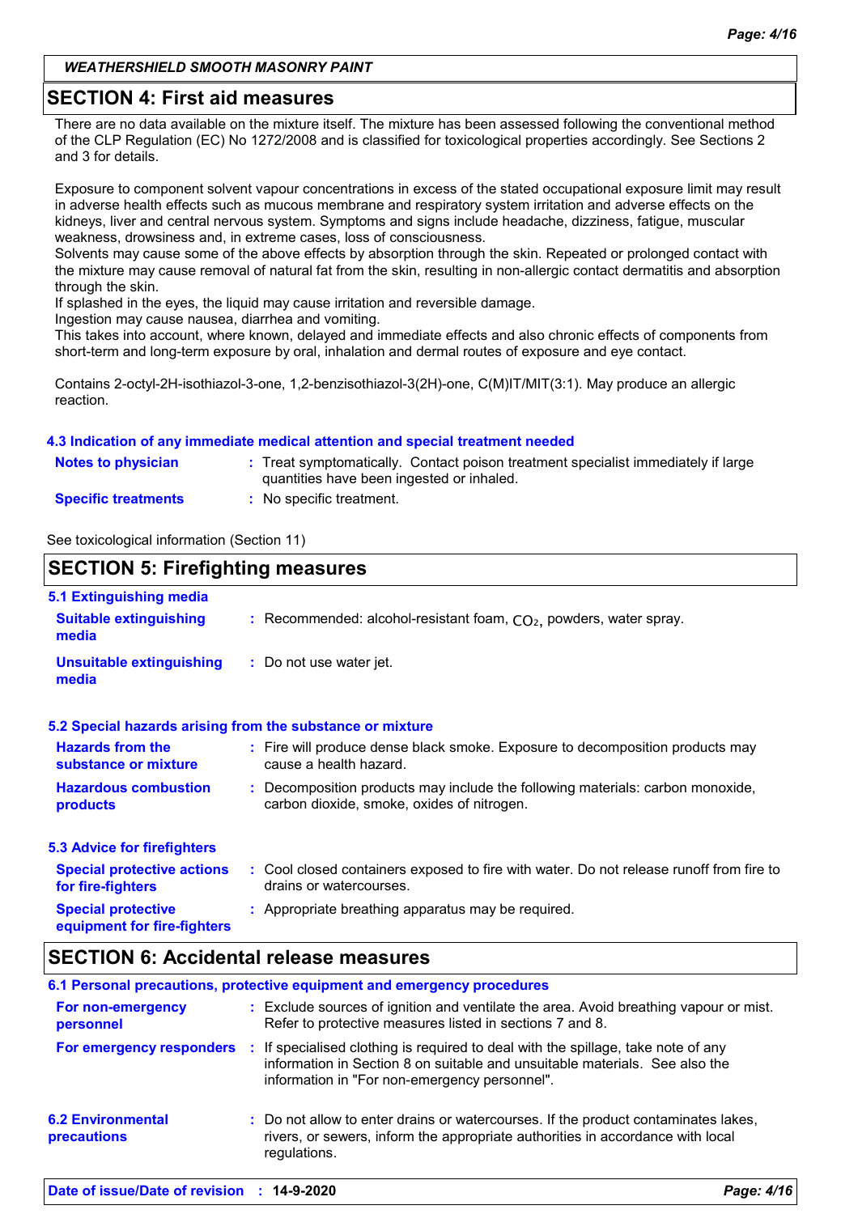## SECTION 4: First aid measures

There are no data available on the mixture itself. The mixture has been assessed following the conventional method of the CLP Regulation (EC) No 1272/2008 and is classified for toxicological properties accordingly. See Sections 2 and 3 for details.

Exposure to component solvent vapour concentrations in excess of the stated occupational exposure limit may result in adverse health effects such as mucous membrane and respiratory system irritation and adverse effects on the kidneys, liver and central nervous system. Symptoms and signs include headache, dizziness, fatigue, muscular weakness, drowsiness and, in extreme cases, loss of consciousness.
Solvents may cause some of the above effects by absorption through the skin. Repeated or prolonged contact with the mixture may cause removal of natural fat from the skin, resulting in non-allergic contact dermatitis and absorption through the skin.
If splashed in the eyes, the liquid may cause irritation and reversible damage.
Ingestion may cause nausea, diarrhea and vomiting.
This takes into account, where known, delayed and immediate effects and also chronic effects of components from short-term and long-term exposure by oral, inhalation and dermal routes of exposure and eye contact.

Contains 2-octyl-2H-isothiazol-3-one, 1,2-benzisothiazol-3(2H)-one, C(M)IT/MIT(3:1). May produce an allergic reaction.

### 4.3 Indication of any immediate medical attention and special treatment needed

**Notes to physician** : Treat symptomatically. Contact poison treatment specialist immediately if large quantities have been ingested or inhaled.

**Specific treatments** : No specific treatment.

See toxicological information (Section 11)

## SECTION 5: Firefighting measures

### 5.1 Extinguishing media

**Suitable extinguishing media** : Recommended: alcohol-resistant foam, $CO_2$, powders, water spray.

**Unsuitable extinguishing media** : Do not use water jet.

### 5.2 Special hazards arising from the substance or mixture

**Hazards from the substance or mixture** : Fire will produce dense black smoke. Exposure to decomposition products may cause a health hazard.

**Hazardous combustion products** : Decomposition products may include the following materials: carbon monoxide, carbon dioxide, smoke, oxides of nitrogen.

### 5.3 Advice for firefighters

**Special protective actions for fire-fighters** : Cool closed containers exposed to fire with water. Do not release runoff from fire to drains or watercourses.

**Special protective equipment for fire-fighters** : Appropriate breathing apparatus may be required.

## SECTION 6: Accidental release measures

### 6.1 Personal precautions, protective equipment and emergency procedures

**For non-emergency personnel** : Exclude sources of ignition and ventilate the area. Avoid breathing vapour or mist. Refer to protective measures listed in sections 7 and 8.

**For emergency responders** : If specialised clothing is required to deal with the spillage, take note of any information in Section 8 on suitable and unsuitable materials. See also the information in "For non-emergency personnel".

### 6.2 Environmental precautions

Do not allow to enter drains or watercourses. If the product contaminates lakes, rivers, or sewers, inform the appropriate authorities in accordance with local regulations.

**Date of issue/Date of revision** : 14-9-2020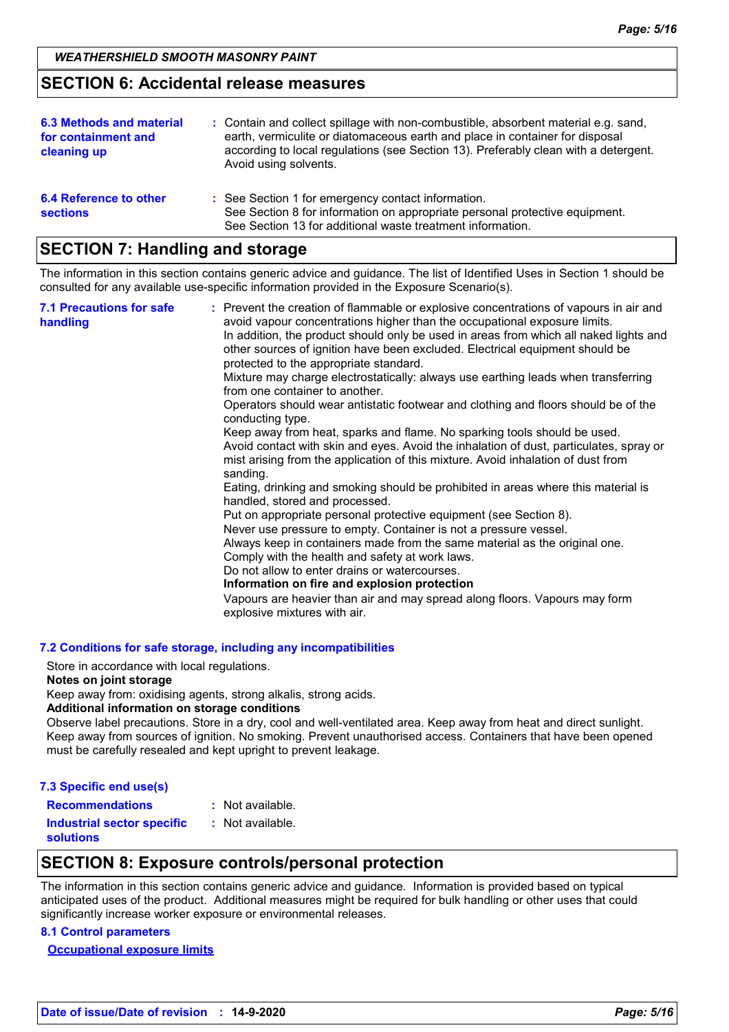## SECTION 6: Accidental release measures

**6.3 Methods and material for containment and cleaning up** : Contain and collect spillage with non-combustible, absorbent material e.g. sand, earth, vermiculite or diatomaceous earth and place in container for disposal according to local regulations (see Section 13). Preferably clean with a detergent. Avoid using solvents.

**6.4 Reference to other sections** : See Section 1 for emergency contact information.
See Section 8 for information on appropriate personal protective equipment.
See Section 13 for additional waste treatment information.

## SECTION 7: Handling and storage

The information in this section contains generic advice and guidance. The list of Identified Uses in Section 1 should be consulted for any available use-specific information provided in the Exposure Scenario(s).

**7.1 Precautions for safe handling** : Prevent the creation of flammable or explosive concentrations of vapours in air and avoid vapour concentrations higher than the occupational exposure limits.
In addition, the product should only be used in areas from which all naked lights and other sources of ignition have been excluded. Electrical equipment should be protected to the appropriate standard.
Mixture may charge electrostatically: always use earthing leads when transferring from one container to another.
Operators should wear antistatic footwear and clothing and floors should be of the conducting type.
Keep away from heat, sparks and flame. No sparking tools should be used.
Avoid contact with skin and eyes. Avoid the inhalation of dust, particulates, spray or mist arising from the application of this mixture. Avoid inhalation of dust from sanding.
Eating, drinking and smoking should be prohibited in areas where this material is handled, stored and processed.
Put on appropriate personal protective equipment (see Section 8).
Never use pressure to empty. Container is not a pressure vessel.
Always keep in containers made from the same material as the original one.
Comply with the health and safety at work laws.
Do not allow to enter drains or watercourses.
**Information on fire and explosion protection**
Vapours are heavier than air and may spread along floors. Vapours may form explosive mixtures with air.

**7.2 Conditions for safe storage, including any incompatibilities**

Store in accordance with local regulations.
**Notes on joint storage**
Keep away from: oxidising agents, strong alkalis, strong acids.
**Additional information on storage conditions**
Observe label precautions. Store in a dry, cool and well-ventilated area. Keep away from heat and direct sunlight. Keep away from sources of ignition. No smoking. Prevent unauthorised access. Containers that have been opened must be carefully resealed and kept upright to prevent leakage.

**7.3 Specific end use(s)**

**Recommendations** : Not available.

**Industrial sector specific solutions** : Not available.

## SECTION 8: Exposure controls/personal protection

The information in this section contains generic advice and guidance. Information is provided based on typical anticipated uses of the product. Additional measures might be required for bulk handling or other uses that could significantly increase worker exposure or environmental releases.

**8.1 Control parameters**

**Occupational exposure limits**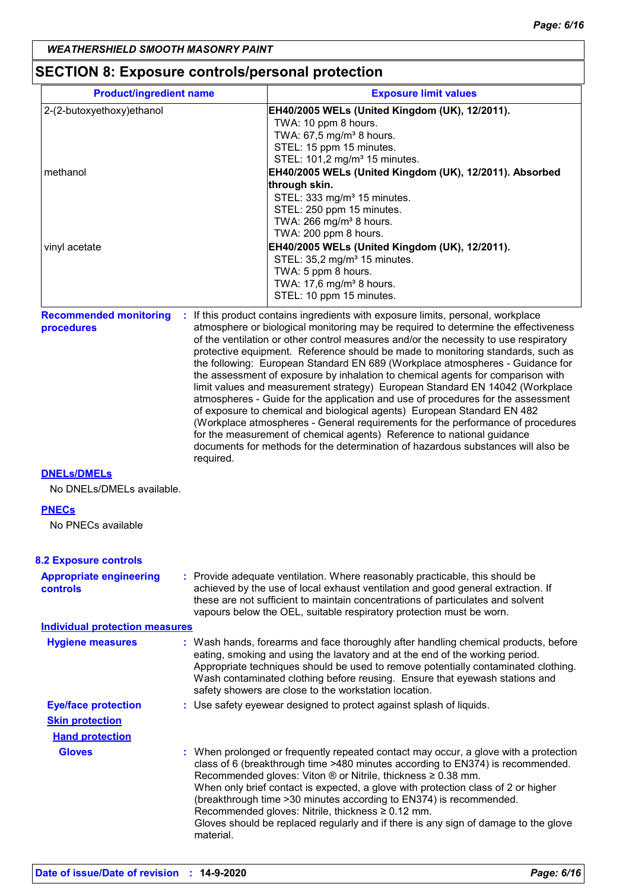**WEATHERSHIELD SMOOTH MASONRY PAINT**

## SECTION 8: Exposure controls/personal protection

| Product/ingredient name | Exposure limit values |
|---|---|
| 2-(2-butoxyethoxy)ethanol | **EH40/2005 WELs (United Kingdom (UK), 12/2011).**<br>TWA: 10 ppm 8 hours.<br>TWA: 67,5 mg/m³ 8 hours.<br>STEL: 15 ppm 15 minutes.<br>STEL: 101,2 mg/m³ 15 minutes. |
| methanol | **EH40/2005 WELs (United Kingdom (UK), 12/2011). Absorbed through skin.**<br>STEL: 333 mg/m³ 15 minutes.<br>STEL: 250 ppm 15 minutes.<br>TWA: 266 mg/m³ 8 hours.<br>TWA: 200 ppm 8 hours. |
| vinyl acetate | **EH40/2005 WELs (United Kingdom (UK), 12/2011).**<br>STEL: 35,2 mg/m³ 15 minutes.<br>TWA: 5 ppm 8 hours.<br>TWA: 17,6 mg/m³ 8 hours.<br>STEL: 10 ppm 15 minutes. |

**Recommended monitoring procedures** : If this product contains ingredients with exposure limits, personal, workplace atmosphere or biological monitoring may be required to determine the effectiveness of the ventilation or other control measures and/or the necessity to use respiratory protective equipment. Reference should be made to monitoring standards, such as the following: European Standard EN 689 (Workplace atmospheres - Guidance for the assessment of exposure by inhalation to chemical agents for comparison with limit values and measurement strategy) European Standard EN 14042 (Workplace atmospheres - Guide for the application and use of procedures for the assessment of exposure to chemical and biological agents) European Standard EN 482 (Workplace atmospheres - General requirements for the performance of procedures for the measurement of chemical agents) Reference to national guidance documents for methods for the determination of hazardous substances will also be required.

**DNELs/DMELs**

No DNELs/DMELs available.

**PNECs**

No PNECs available

### 8.2 Exposure controls

**Appropriate engineering controls** : Provide adequate ventilation. Where reasonably practicable, this should be achieved by the use of local exhaust ventilation and good general extraction. If these are not sufficient to maintain concentrations of particulates and solvent vapours below the OEL, suitable respiratory protection must be worn.

**Individual protection measures**

**Hygiene measures** : Wash hands, forearms and face thoroughly after handling chemical products, before eating, smoking and using the lavatory and at the end of the working period. Appropriate techniques should be used to remove potentially contaminated clothing. Wash contaminated clothing before reusing. Ensure that eyewash stations and safety showers are close to the workstation location.

**Eye/face protection** : Use safety eyewear designed to protect against splash of liquids.

**Skin protection**

**Hand protection**

**Gloves** : When prolonged or frequently repeated contact may occur, a glove with a protection class of 6 (breakthrough time >480 minutes according to EN374) is recommended. Recommended gloves: Viton ® or Nitrile, thickness ≥ 0.38 mm.
When only brief contact is expected, a glove with protection class of 2 or higher (breakthrough time >30 minutes according to EN374) is recommended.
Recommended gloves: Nitrile, thickness ≥ 0.12 mm.
Gloves should be replaced regularly and if there is any sign of damage to the glove material.

**Date of issue/Date of revision** : **14-9-2020**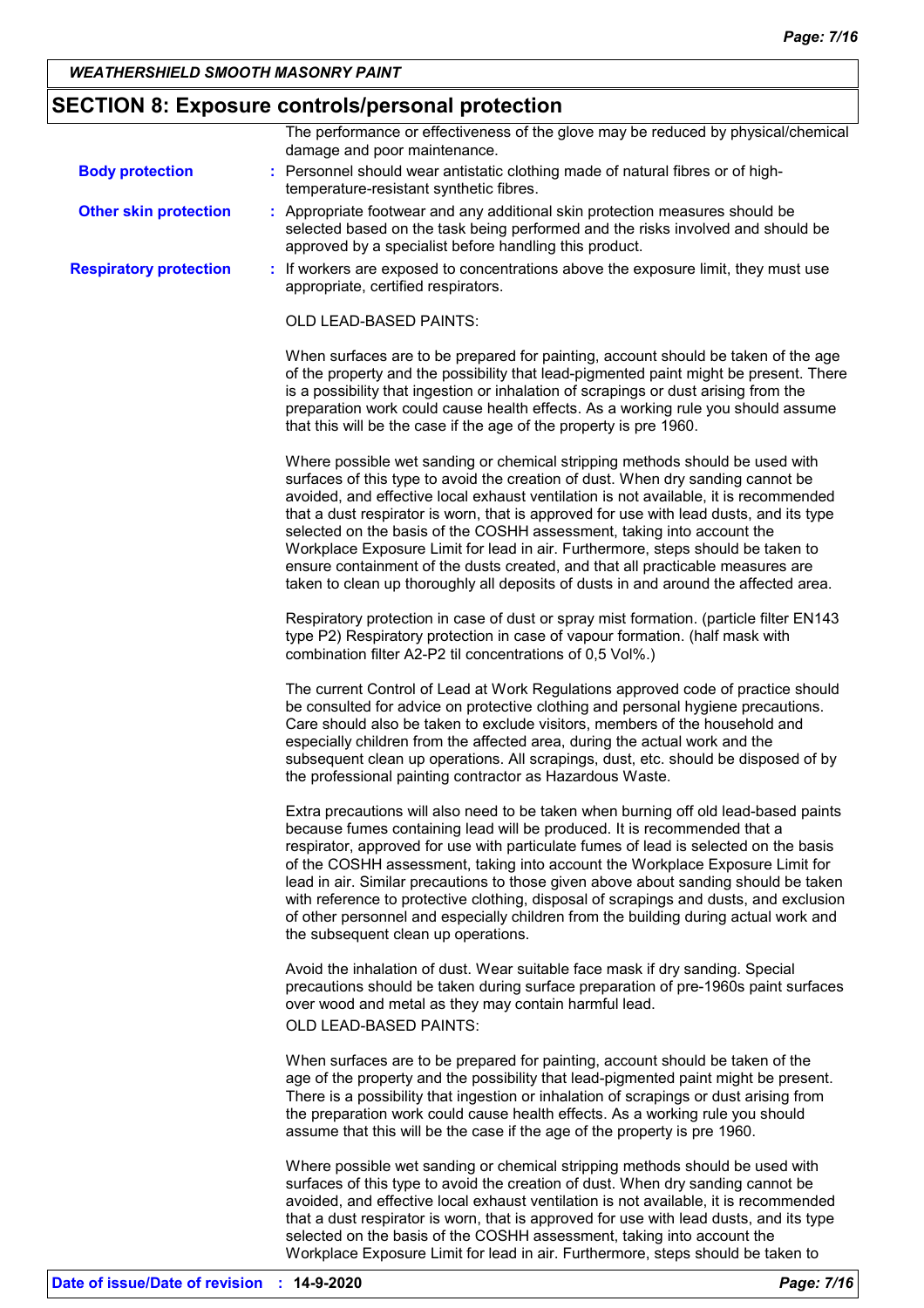## SECTION 8: Exposure controls/personal protection

The performance or effectiveness of the glove may be reduced by physical/chemical damage and poor maintenance.

**Body protection** : Personnel should wear antistatic clothing made of natural fibres or of high-temperature-resistant synthetic fibres.

**Other skin protection** : Appropriate footwear and any additional skin protection measures should be selected based on the task being performed and the risks involved and should be approved by a specialist before handling this product.

**Respiratory protection** : If workers are exposed to concentrations above the exposure limit, they must use appropriate, certified respirators.

OLD LEAD-BASED PAINTS:

When surfaces are to be prepared for painting, account should be taken of the age of the property and the possibility that lead-pigmented paint might be present. There is a possibility that ingestion or inhalation of scrapings or dust arising from the preparation work could cause health effects. As a working rule you should assume that this will be the case if the age of the property is pre 1960.

Where possible wet sanding or chemical stripping methods should be used with surfaces of this type to avoid the creation of dust. When dry sanding cannot be avoided, and effective local exhaust ventilation is not available, it is recommended that a dust respirator is worn, that is approved for use with lead dusts, and its type selected on the basis of the COSHH assessment, taking into account the Workplace Exposure Limit for lead in air. Furthermore, steps should be taken to ensure containment of the dusts created, and that all practicable measures are taken to clean up thoroughly all deposits of dusts in and around the affected area.

Respiratory protection in case of dust or spray mist formation. (particle filter EN143 type P2) Respiratory protection in case of vapour formation. (half mask with combination filter A2-P2 til concentrations of 0,5 Vol%.)

The current Control of Lead at Work Regulations approved code of practice should be consulted for advice on protective clothing and personal hygiene precautions. Care should also be taken to exclude visitors, members of the household and especially children from the affected area, during the actual work and the subsequent clean up operations. All scrapings, dust, etc. should be disposed of by the professional painting contractor as Hazardous Waste.

Extra precautions will also need to be taken when burning off old lead-based paints because fumes containing lead will be produced. It is recommended that a respirator, approved for use with particulate fumes of lead is selected on the basis of the COSHH assessment, taking into account the Workplace Exposure Limit for lead in air. Similar precautions to those given above about sanding should be taken with reference to protective clothing, disposal of scrapings and dusts, and exclusion of other personnel and especially children from the building during actual work and the subsequent clean up operations.

Avoid the inhalation of dust. Wear suitable face mask if dry sanding. Special precautions should be taken during surface preparation of pre-1960s paint surfaces over wood and metal as they may contain harmful lead.

OLD LEAD-BASED PAINTS:

When surfaces are to be prepared for painting, account should be taken of the age of the property and the possibility that lead-pigmented paint might be present. There is a possibility that ingestion or inhalation of scrapings or dust arising from the preparation work could cause health effects. As a working rule you should assume that this will be the case if the age of the property is pre 1960.

Where possible wet sanding or chemical stripping methods should be used with surfaces of this type to avoid the creation of dust. When dry sanding cannot be avoided, and effective local exhaust ventilation is not available, it is recommended that a dust respirator is worn, that is approved for use with lead dusts, and its type selected on the basis of the COSHH assessment, taking into account the Workplace Exposure Limit for lead in air. Furthermore, steps should be taken to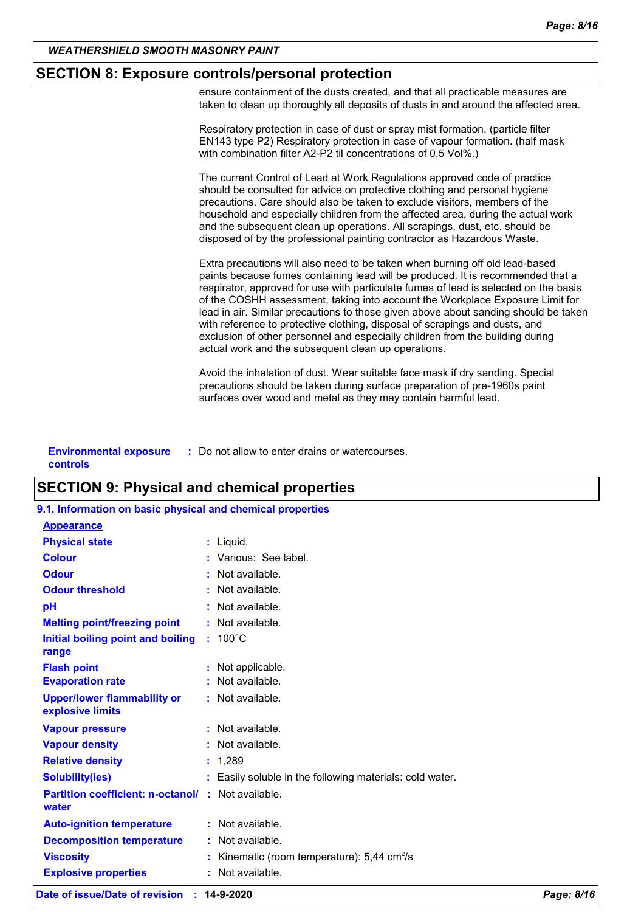## SECTION 8: Exposure controls/personal protection

ensure containment of the dusts created, and that all practicable measures are taken to clean up thoroughly all deposits of dusts in and around the affected area.

Respiratory protection in case of dust or spray mist formation. (particle filter EN143 type P2) Respiratory protection in case of vapour formation. (half mask with combination filter A2-P2 til concentrations of 0,5 Vol%.)

The current Control of Lead at Work Regulations approved code of practice should be consulted for advice on protective clothing and personal hygiene precautions. Care should also be taken to exclude visitors, members of the household and especially children from the affected area, during the actual work and the subsequent clean up operations. All scrapings, dust, etc. should be disposed of by the professional painting contractor as Hazardous Waste.

Extra precautions will also need to be taken when burning off old lead-based paints because fumes containing lead will be produced. It is recommended that a respirator, approved for use with particulate fumes of lead is selected on the basis of the COSHH assessment, taking into account the Workplace Exposure Limit for lead in air. Similar precautions to those given above about sanding should be taken with reference to protective clothing, disposal of scrapings and dusts, and exclusion of other personnel and especially children from the building during actual work and the subsequent clean up operations.

Avoid the inhalation of dust. Wear suitable face mask if dry sanding. Special precautions should be taken during surface preparation of pre-1960s paint surfaces over wood and metal as they may contain harmful lead.

**Environmental exposure controls** : Do not allow to enter drains or watercourses.

## SECTION 9: Physical and chemical properties

### 9.1. Information on basic physical and chemical properties

**Appearance**

| | |
|---|---|
| **Physical state** | : Liquid. |
| **Colour** | : Various: See label. |
| **Odour** | : Not available. |
| **Odour threshold** | : Not available. |
| **pH** | : Not available. |
| **Melting point/freezing point** | : Not available. |
| **Initial boiling point and boiling range** | : 100°C |
| **Flash point** | : Not applicable. |
| **Evaporation rate** | : Not available. |
| **Upper/lower flammability or explosive limits** | : Not available. |
| **Vapour pressure** | : Not available. |
| **Vapour density** | : Not available. |
| **Relative density** | : 1,289 |
| **Solubility(ies)** | : Easily soluble in the following materials: cold water. |
| **Partition coefficient: n-octanol/water** | : Not available. |
| **Auto-ignition temperature** | : Not available. |
| **Decomposition temperature** | : Not available. |
| **Viscosity** | : Kinematic (room temperature): 5,44 $cm^2/s$ |
| **Explosive properties** | : Not available. |

**Date of issue/Date of revision** : **14-9-2020**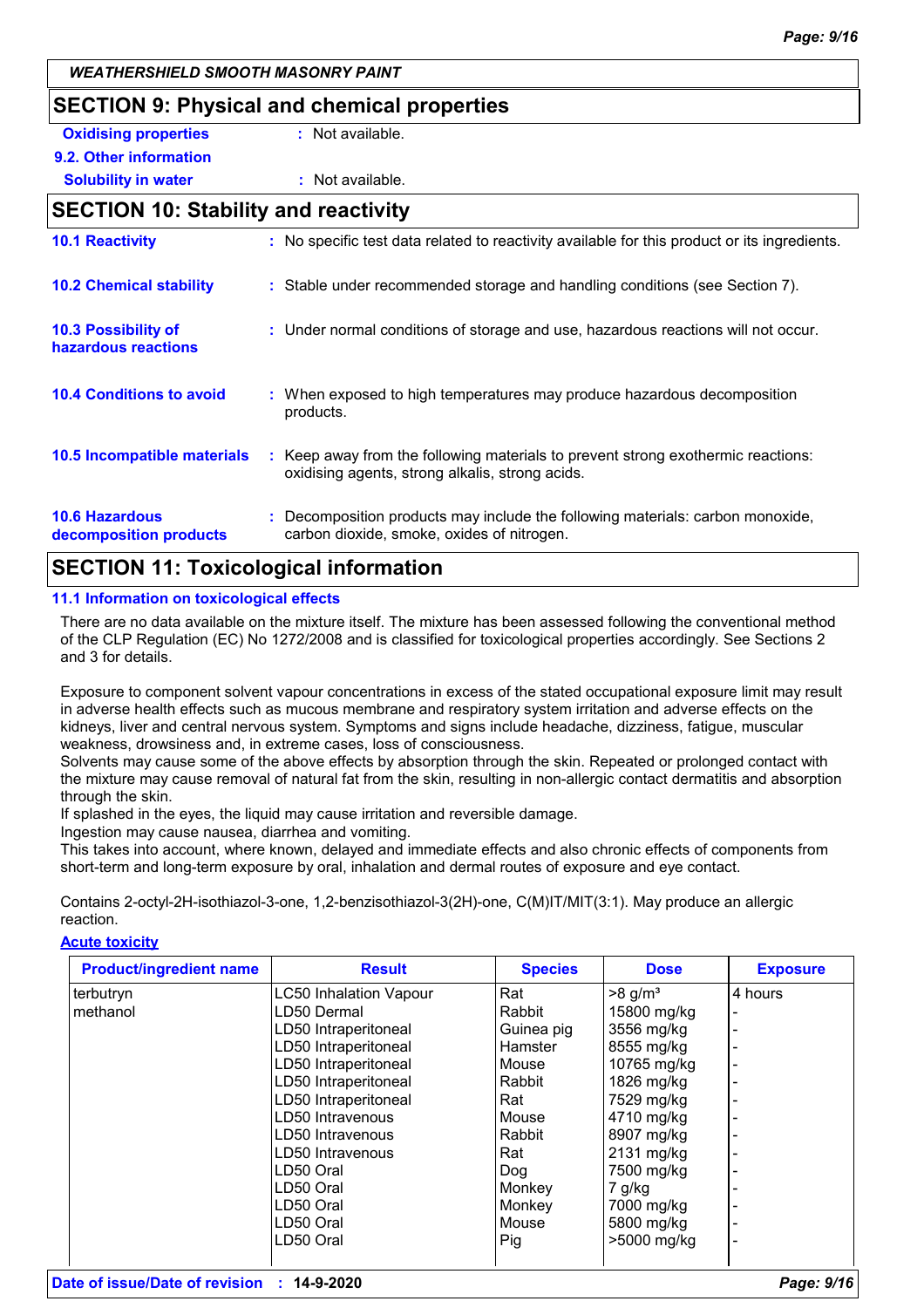**WEATHERSHIELD SMOOTH MASONRY PAINT**

## SECTION 9: Physical and chemical properties

**Oxidising properties** : Not available.

**9.2. Other information**

**Solubility in water** : Not available.

## SECTION 10: Stability and reactivity

**10.1 Reactivity** : No specific test data related to reactivity available for this product or its ingredients.

**10.2 Chemical stability** : Stable under recommended storage and handling conditions (see Section 7).

**10.3 Possibility of hazardous reactions** : Under normal conditions of storage and use, hazardous reactions will not occur.

**10.4 Conditions to avoid** : When exposed to high temperatures may produce hazardous decomposition products.

**10.5 Incompatible materials** : Keep away from the following materials to prevent strong exothermic reactions: oxidising agents, strong alkalis, strong acids.

**10.6 Hazardous decomposition products** : Decomposition products may include the following materials: carbon monoxide, carbon dioxide, smoke, oxides of nitrogen.

## SECTION 11: Toxicological information

### 11.1 Information on toxicological effects

There are no data available on the mixture itself. The mixture has been assessed following the conventional method of the CLP Regulation (EC) No 1272/2008 and is classified for toxicological properties accordingly. See Sections 2 and 3 for details.

Exposure to component solvent vapour concentrations in excess of the stated occupational exposure limit may result in adverse health effects such as mucous membrane and respiratory system irritation and adverse effects on the kidneys, liver and central nervous system. Symptoms and signs include headache, dizziness, fatigue, muscular weakness, drowsiness and, in extreme cases, loss of consciousness.
Solvents may cause some of the above effects by absorption through the skin. Repeated or prolonged contact with the mixture may cause removal of natural fat from the skin, resulting in non-allergic contact dermatitis and absorption through the skin.
If splashed in the eyes, the liquid may cause irritation and reversible damage.
Ingestion may cause nausea, diarrhea and vomiting.
This takes into account, where known, delayed and immediate effects and also chronic effects of components from short-term and long-term exposure by oral, inhalation and dermal routes of exposure and eye contact.

Contains 2-octyl-2H-isothiazol-3-one, 1,2-benzisothiazol-3(2H)-one, C(M)IT/MIT(3:1). May produce an allergic reaction.

**Acute toxicity**

| Product/ingredient name | Result | Species | Dose | Exposure |
|---|---|---|---|---|
| terbutryn | LC50 Inhalation Vapour | Rat | >8 g/m³ | 4 hours |
| methanol | LD50 Dermal | Rabbit | 15800 mg/kg | - |
| | LD50 Intraperitoneal | Guinea pig | 3556 mg/kg | - |
| | LD50 Intraperitoneal | Hamster | 8555 mg/kg | - |
| | LD50 Intraperitoneal | Mouse | 10765 mg/kg | - |
| | LD50 Intraperitoneal | Rabbit | 1826 mg/kg | - |
| | LD50 Intraperitoneal | Rat | 7529 mg/kg | - |
| | LD50 Intravenous | Mouse | 4710 mg/kg | - |
| | LD50 Intravenous | Rabbit | 8907 mg/kg | - |
| | LD50 Intravenous | Rat | 2131 mg/kg | - |
| | LD50 Oral | Dog | 7500 mg/kg | - |
| | LD50 Oral | Monkey | 7 g/kg | - |
| | LD50 Oral | Monkey | 7000 mg/kg | - |
| | LD50 Oral | Mouse | 5800 mg/kg | - |
| | LD50 Oral | Pig | >5000 mg/kg | - |

**Date of issue/Date of revision** : **14-9-2020**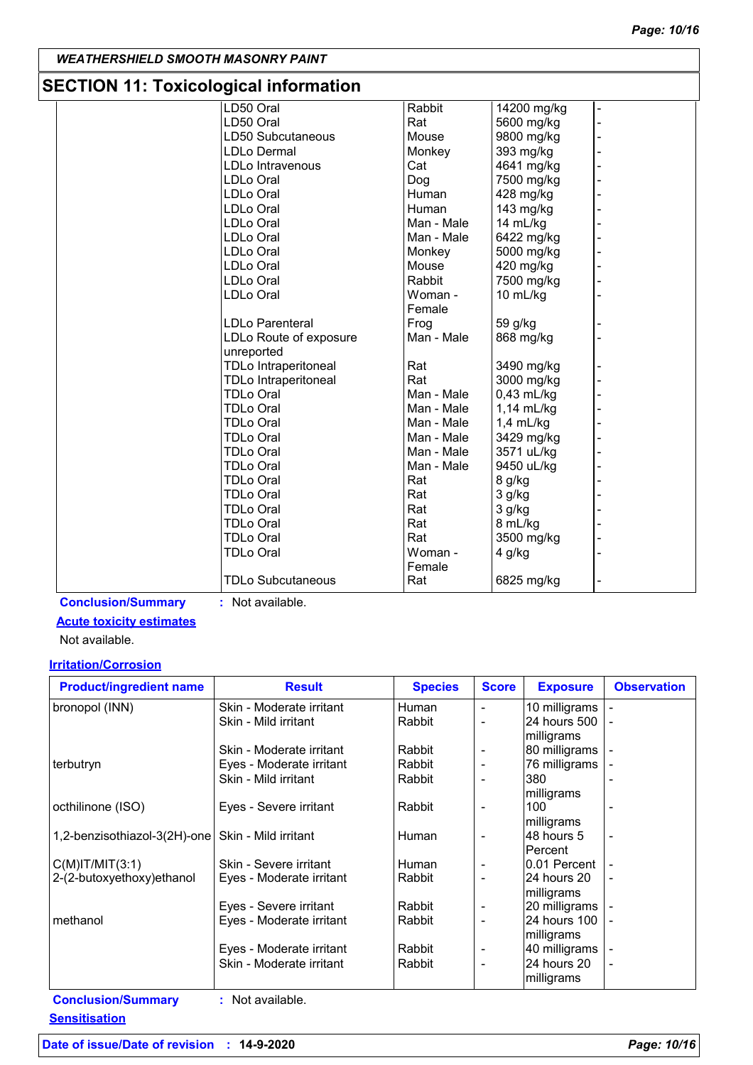**WEATHERSHIELD SMOOTH MASONRY PAINT**

## SECTION 11: Toxicological information

| | | | | |
|---|---|---|---|---|
| | LD50 Oral | Rabbit | 14200 mg/kg | - |
| | LD50 Oral | Rat | 5600 mg/kg | - |
| | LD50 Subcutaneous | Mouse | 9800 mg/kg | - |
| | LDLo Dermal | Monkey | 393 mg/kg | - |
| | LDLo Intravenous | Cat | 4641 mg/kg | - |
| | LDLo Oral | Dog | 7500 mg/kg | - |
| | LDLo Oral | Human | 428 mg/kg | - |
| | LDLo Oral | Human | 143 mg/kg | - |
| | LDLo Oral | Man - Male | 14 mL/kg | - |
| | LDLo Oral | Man - Male | 6422 mg/kg | - |
| | LDLo Oral | Monkey | 5000 mg/kg | - |
| | LDLo Oral | Mouse | 420 mg/kg | - |
| | LDLo Oral | Rabbit | 7500 mg/kg | - |
| | LDLo Oral | Woman - Female | 10 mL/kg | - |
| | LDLo Parenteral | Frog | 59 g/kg | - |
| | LDLo Route of exposure unreported | Man - Male | 868 mg/kg | - |
| | TDLo Intraperitoneal | Rat | 3490 mg/kg | - |
| | TDLo Intraperitoneal | Rat | 3000 mg/kg | - |
| | TDLo Oral | Man - Male | 0,43 mL/kg | - |
| | TDLo Oral | Man - Male | 1,14 mL/kg | - |
| | TDLo Oral | Man - Male | 1,4 mL/kg | - |
| | TDLo Oral | Man - Male | 3429 mg/kg | - |
| | TDLo Oral | Man - Male | 3571 uL/kg | - |
| | TDLo Oral | Man - Male | 9450 uL/kg | - |
| | TDLo Oral | Rat | 8 g/kg | - |
| | TDLo Oral | Rat | 3 g/kg | - |
| | TDLo Oral | Rat | 3 g/kg | - |
| | TDLo Oral | Rat | 8 mL/kg | - |
| | TDLo Oral | Rat | 3500 mg/kg | - |
| | TDLo Oral | Woman - Female | 4 g/kg | - |
| | TDLo Subcutaneous | Rat | 6825 mg/kg | - |

**Conclusion/Summary** : Not available.

**Acute toxicity estimates**

Not available.

**Irritation/Corrosion**

| Product/ingredient name | Result | Species | Score | Exposure | Observation |
|---|---|---|---|---|---|
| bronopol (INN) | Skin - Moderate irritant | Human | - | 10 milligrams | - |
| | Skin - Mild irritant | Rabbit | - | 24 hours 500 milligrams | - |
| | Skin - Moderate irritant | Rabbit | - | 80 milligrams | - |
| terbutryn | Eyes - Moderate irritant | Rabbit | - | 76 milligrams | - |
| | Skin - Mild irritant | Rabbit | - | 380 milligrams | - |
| octhilinone (ISO) | Eyes - Severe irritant | Rabbit | - | 100 milligrams | - |
| 1,2-benzisothiazol-3(2H)-one | Skin - Mild irritant | Human | - | 48 hours 5 Percent | - |
| C(M)IT/MIT(3:1) | Skin - Severe irritant | Human | - | 0.01 Percent | - |
| 2-(2-butoxyethoxy)ethanol | Eyes - Moderate irritant | Rabbit | - | 24 hours 20 milligrams | - |
| | Eyes - Severe irritant | Rabbit | - | 20 milligrams | - |
| methanol | Eyes - Moderate irritant | Rabbit | - | 24 hours 100 milligrams | - |
| | Eyes - Moderate irritant | Rabbit | - | 40 milligrams | - |
| | Skin - Moderate irritant | Rabbit | - | 24 hours 20 milligrams | - |

**Conclusion/Summary** : Not available.

**Sensitisation**

**Date of issue/Date of revision** : **14-9-2020**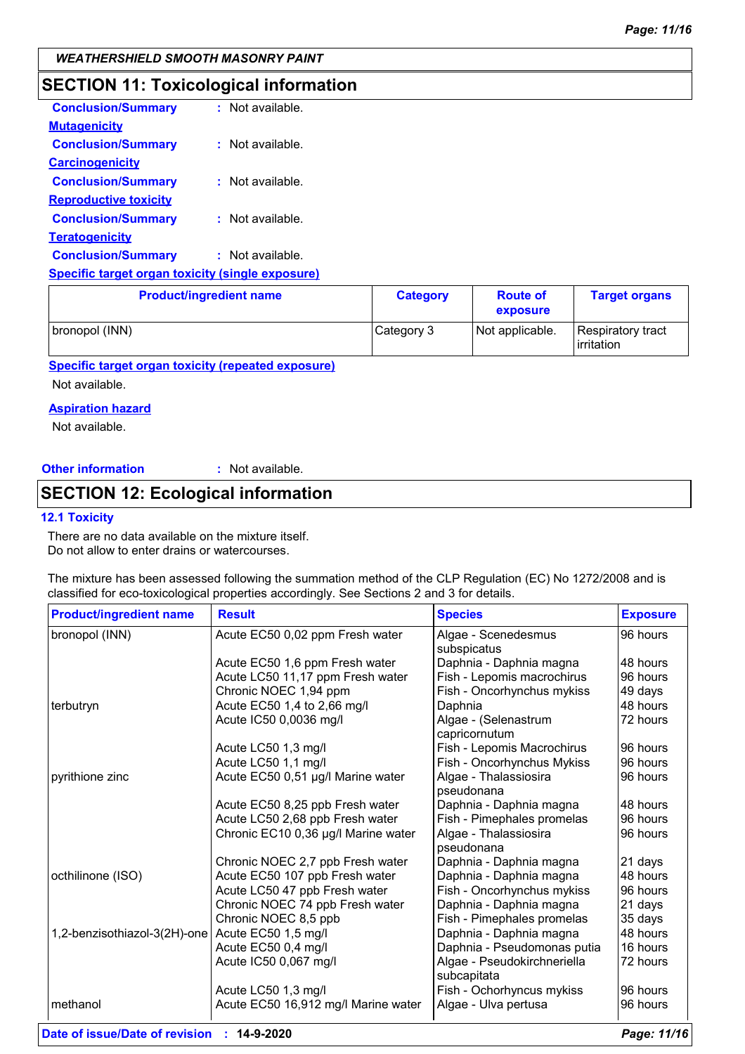## SECTION 11: Toxicological information

**Conclusion/Summary** : Not available.

**Mutagenicity**

**Conclusion/Summary** : Not available.

**Carcinogenicity**

**Conclusion/Summary** : Not available.

**Reproductive toxicity**

**Conclusion/Summary** : Not available.

**Teratogenicity**

**Conclusion/Summary** : Not available.

**Specific target organ toxicity (single exposure)**

| Product/ingredient name | Category | Route of exposure | Target organs |
|---|---|---|---|
| bronopol (INN) | Category 3 | Not applicable. | Respiratory tract irritation |

**Specific target organ toxicity (repeated exposure)**

Not available.

**Aspiration hazard**

Not available.

**Other information** : Not available.

## SECTION 12: Ecological information

### 12.1 Toxicity

There are no data available on the mixture itself.
Do not allow to enter drains or watercourses.

The mixture has been assessed following the summation method of the CLP Regulation (EC) No 1272/2008 and is classified for eco-toxicological properties accordingly. See Sections 2 and 3 for details.

| Product/ingredient name | Result | Species | Exposure |
|---|---|---|---|
| bronopol (INN) | Acute EC50 0,02 ppm Fresh water | Algae - Scenedesmus subspicatus | 96 hours |
| | Acute EC50 1,6 ppm Fresh water | Daphnia - Daphnia magna | 48 hours |
| | Acute LC50 11,17 ppm Fresh water | Fish - Lepomis macrochirus | 96 hours |
| | Chronic NOEC 1,94 ppm | Fish - Oncorhynchus mykiss | 49 days |
| terbutryn | Acute EC50 1,4 to 2,66 mg/l | Daphnia | 48 hours |
| | Acute IC50 0,0036 mg/l | Algae - (Selenastrum capricornutum | 72 hours |
| | Acute LC50 1,3 mg/l | Fish - Lepomis Macrochirus | 96 hours |
| | Acute LC50 1,1 mg/l | Fish - Oncorhynchus Mykiss | 96 hours |
| pyrithione zinc | Acute EC50 0,51 µg/l Marine water | Algae - Thalassiosira pseudonana | 96 hours |
| | Acute EC50 8,25 ppb Fresh water | Daphnia - Daphnia magna | 48 hours |
| | Acute LC50 2,68 ppb Fresh water | Fish - Pimephales promelas | 96 hours |
| | Chronic EC10 0,36 µg/l Marine water | Algae - Thalassiosira pseudonana | 96 hours |
| | Chronic NOEC 2,7 ppb Fresh water | Daphnia - Daphnia magna | 21 days |
| octhilinone (ISO) | Acute EC50 107 ppb Fresh water | Daphnia - Daphnia magna | 48 hours |
| | Acute LC50 47 ppb Fresh water | Fish - Oncorhynchus mykiss | 96 hours |
| | Chronic NOEC 74 ppb Fresh water | Daphnia - Daphnia magna | 21 days |
| | Chronic NOEC 8,5 ppb | Fish - Pimephales promelas | 35 days |
| 1,2-benzisothiazol-3(2H)-one | Acute EC50 1,5 mg/l | Daphnia - Daphnia magna | 48 hours |
| | Acute EC50 0,4 mg/l | Daphnia - Pseudomonas putia | 16 hours |
| | Acute IC50 0,067 mg/l | Algae - Pseudokirchneriella subcapitata | 72 hours |
| | Acute LC50 1,3 mg/l | Fish - Ochorhyncus mykiss | 96 hours |
| methanol | Acute EC50 16,912 mg/l Marine water | Algae - Ulva pertusa | 96 hours |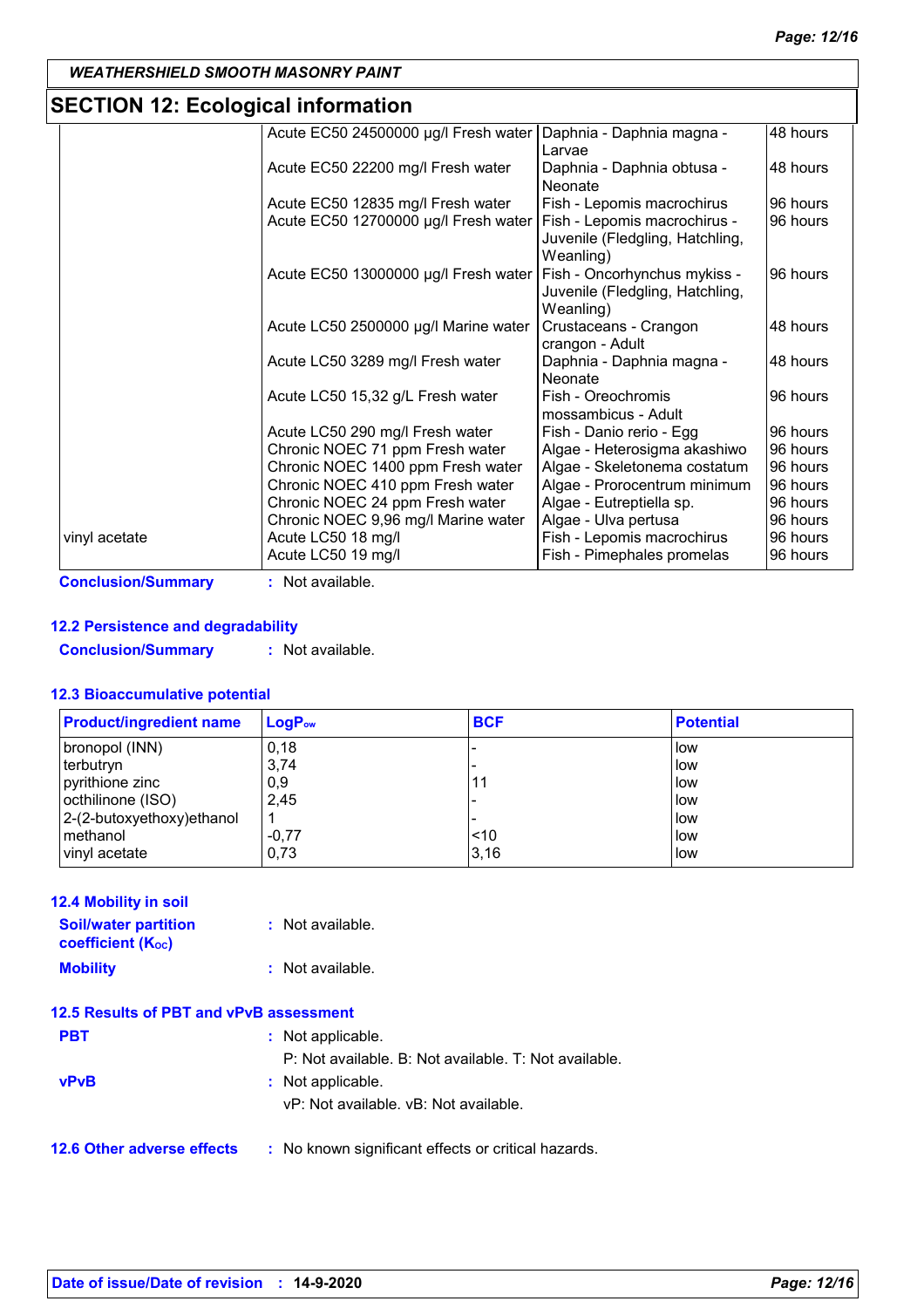## SECTION 12: Ecological information

| | | | |
|---|---|---|---|
| | Acute EC50 24500000 µg/l Fresh water | Daphnia - Daphnia magna - Larvae | 48 hours |
| | Acute EC50 22200 mg/l Fresh water | Daphnia - Daphnia obtusa - Neonate | 48 hours |
| | Acute EC50 12835 mg/l Fresh water | Fish - Lepomis macrochirus | 96 hours |
| | Acute EC50 12700000 µg/l Fresh water | Fish - Lepomis macrochirus - Juvenile (Fledgling, Hatchling, Weanling) | 96 hours |
| | Acute EC50 13000000 µg/l Fresh water | Fish - Oncorhynchus mykiss - Juvenile (Fledgling, Hatchling, Weanling) | 96 hours |
| | Acute LC50 2500000 µg/l Marine water | Crustaceans - Crangon crangon - Adult | 48 hours |
| | Acute LC50 3289 mg/l Fresh water | Daphnia - Daphnia magna - Neonate | 48 hours |
| | Acute LC50 15,32 g/L Fresh water | Fish - Oreochromis mossambicus - Adult | 96 hours |
| | Acute LC50 290 mg/l Fresh water | Fish - Danio rerio - Egg | 96 hours |
| | Chronic NOEC 71 ppm Fresh water | Algae - Heterosigma akashiwo | 96 hours |
| | Chronic NOEC 1400 ppm Fresh water | Algae - Skeletonema costatum | 96 hours |
| | Chronic NOEC 410 ppm Fresh water | Algae - Prorocentrum minimum | 96 hours |
| | Chronic NOEC 24 ppm Fresh water | Algae - Eutreptiella sp. | 96 hours |
| | Chronic NOEC 9,96 mg/l Marine water | Algae - Ulva pertusa | 96 hours |
| vinyl acetate | Acute LC50 18 mg/l | Fish - Lepomis macrochirus | 96 hours |
| | Acute LC50 19 mg/l | Fish - Pimephales promelas | 96 hours |

**Conclusion/Summary** : Not available.

### 12.2 Persistence and degradability

**Conclusion/Summary** : Not available.

### 12.3 Bioaccumulative potential

| Product/ingredient name | $LogP_{ow}$ | BCF | Potential |
|---|---|---|---|
| bronopol (INN) | 0,18 | - | low |
| terbutryn | 3,74 | - | low |
| pyrithione zinc | 0,9 | 11 | low |
| octhilinone (ISO) | 2,45 | - | low |
| 2-(2-butoxyethoxy)ethanol | 1 | - | low |
| methanol | -0,77 | <10 | low |
| vinyl acetate | 0,73 | 3,16 | low |

### 12.4 Mobility in soil

**Soil/water partition coefficient ($K_{OC}$)** : Not available.

**Mobility** : Not available.

### 12.5 Results of PBT and vPvB assessment

**PBT** : Not applicable.
P: Not available. B: Not available. T: Not available.

**vPvB** : Not applicable.
vP: Not available. vB: Not available.

### 12.6 Other adverse effects

: No known significant effects or critical hazards.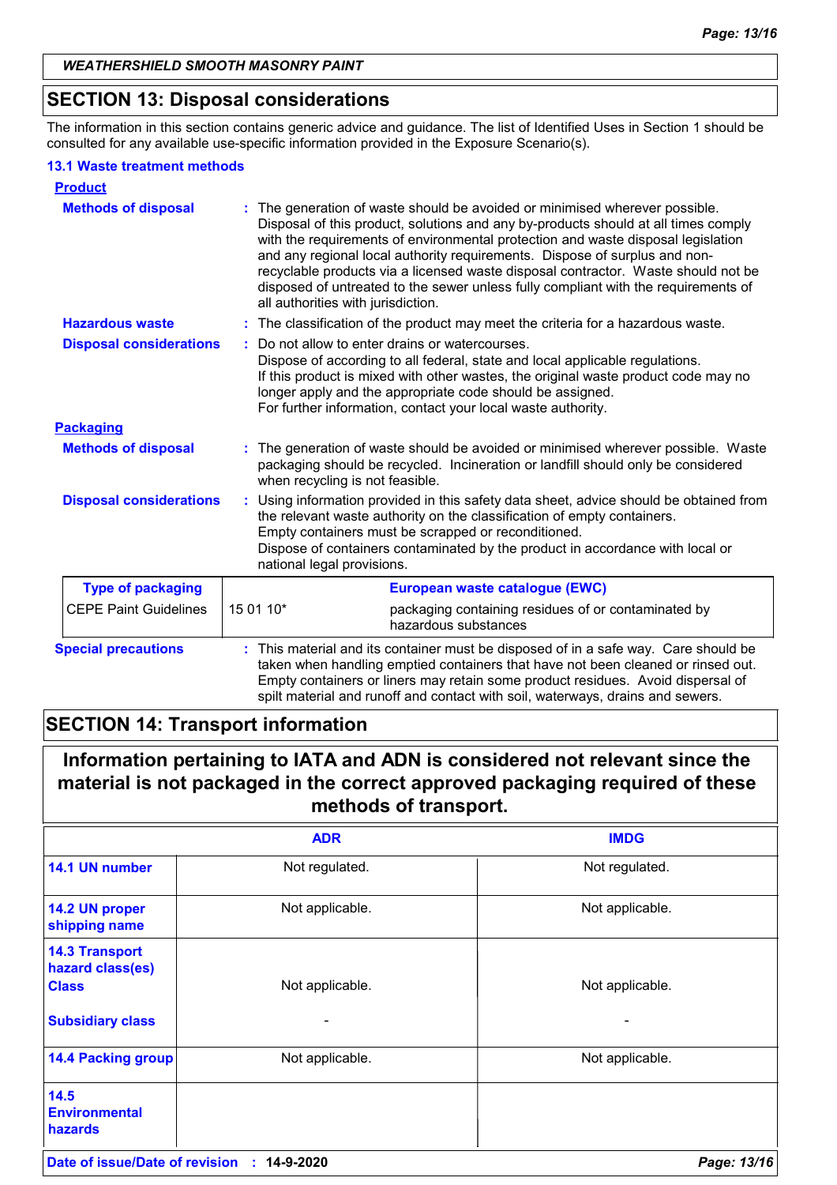WEATHERSHIELD SMOOTH MASONRY PAINT

## SECTION 13: Disposal considerations

The information in this section contains generic advice and guidance. The list of Identified Uses in Section 1 should be consulted for any available use-specific information provided in the Exposure Scenario(s).

### 13.1 Waste treatment methods

**Product**

**Methods of disposal** : The generation of waste should be avoided or minimised wherever possible. Disposal of this product, solutions and any by-products should at all times comply with the requirements of environmental protection and waste disposal legislation and any regional local authority requirements. Dispose of surplus and non-recyclable products via a licensed waste disposal contractor. Waste should not be disposed of untreated to the sewer unless fully compliant with the requirements of all authorities with jurisdiction.

**Hazardous waste** : The classification of the product may meet the criteria for a hazardous waste.

**Disposal considerations** : Do not allow to enter drains or watercourses. Dispose of according to all federal, state and local applicable regulations. If this product is mixed with other wastes, the original waste product code may no longer apply and the appropriate code should be assigned. For further information, contact your local waste authority.

**Packaging**

**Methods of disposal** : The generation of waste should be avoided or minimised wherever possible. Waste packaging should be recycled. Incineration or landfill should only be considered when recycling is not feasible.

**Disposal considerations** : Using information provided in this safety data sheet, advice should be obtained from the relevant waste authority on the classification of empty containers. Empty containers must be scrapped or reconditioned. Dispose of containers contaminated by the product in accordance with local or national legal provisions.

| Type of packaging | European waste catalogue (EWC) | |
|---|---|---|
| CEPE Paint Guidelines | 15 01 10* | packaging containing residues of or contaminated by hazardous substances |

**Special precautions** : This material and its container must be disposed of in a safe way. Care should be taken when handling emptied containers that have not been cleaned or rinsed out. Empty containers or liners may retain some product residues. Avoid dispersal of spilt material and runoff and contact with soil, waterways, drains and sewers.

## SECTION 14: Transport information

**Information pertaining to IATA and ADN is considered not relevant since the material is not packaged in the correct approved packaging required of these methods of transport.**

| | ADR | IMDG |
|---|---|---|
| 14.1 UN number | Not regulated. | Not regulated. |
| 14.2 UN proper shipping name | Not applicable. | Not applicable. |
| 14.3 Transport hazard class(es) Class | Not applicable. | Not applicable. |
| Subsidiary class | - | - |
| 14.4 Packing group | Not applicable. | Not applicable. |
| 14.5 Environmental hazards | | |

Date of issue/Date of revision : 14-9-2020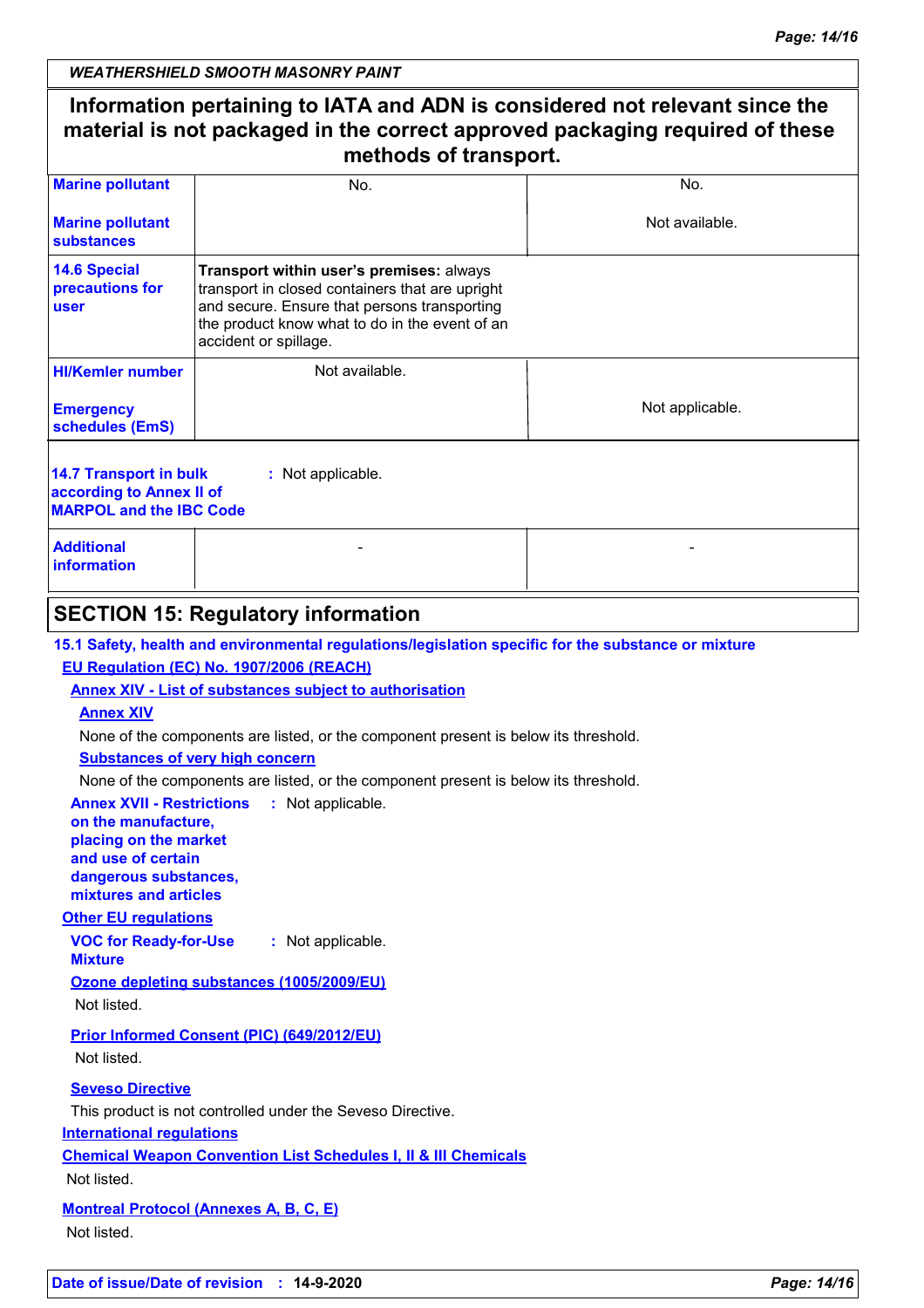**Information pertaining to IATA and ADN is considered not relevant since the material is not packaged in the correct approved packaging required of these methods of transport.**

| | | |
|---|---|---|
| **Marine pollutant** | No. | No. |
| **Marine pollutant substances** | | Not available. |
| **14.6 Special precautions for user** | **Transport within user's premises:** always transport in closed containers that are upright and secure. Ensure that persons transporting the product know what to do in the event of an accident or spillage. | |
| **HI/Kemler number** | Not available. | |
| **Emergency schedules (EmS)** | | Not applicable. |

**14.7 Transport in bulk according to Annex II of MARPOL and the IBC Code** : Not applicable.

| | | |
|---|---|---|
| **Additional information** | - | - |

## SECTION 15: Regulatory information

**15.1 Safety, health and environmental regulations/legislation specific for the substance or mixture**

**EU Regulation (EC) No. 1907/2006 (REACH)**

**Annex XIV - List of substances subject to authorisation**

**Annex XIV**

None of the components are listed, or the component present is below its threshold.

**Substances of very high concern**

None of the components are listed, or the component present is below its threshold.

**Annex XVII - Restrictions on the manufacture, placing on the market and use of certain dangerous substances, mixtures and articles** : Not applicable.

**Other EU regulations**

**VOC for Ready-for-Use Mixture** : Not applicable.

**Ozone depleting substances (1005/2009/EU)**

Not listed.

**Prior Informed Consent (PIC) (649/2012/EU)**

Not listed.

**Seveso Directive**

This product is not controlled under the Seveso Directive.

**International regulations**

**Chemical Weapon Convention List Schedules I, II & III Chemicals**

Not listed.

**Montreal Protocol (Annexes A, B, C, E)**

Not listed.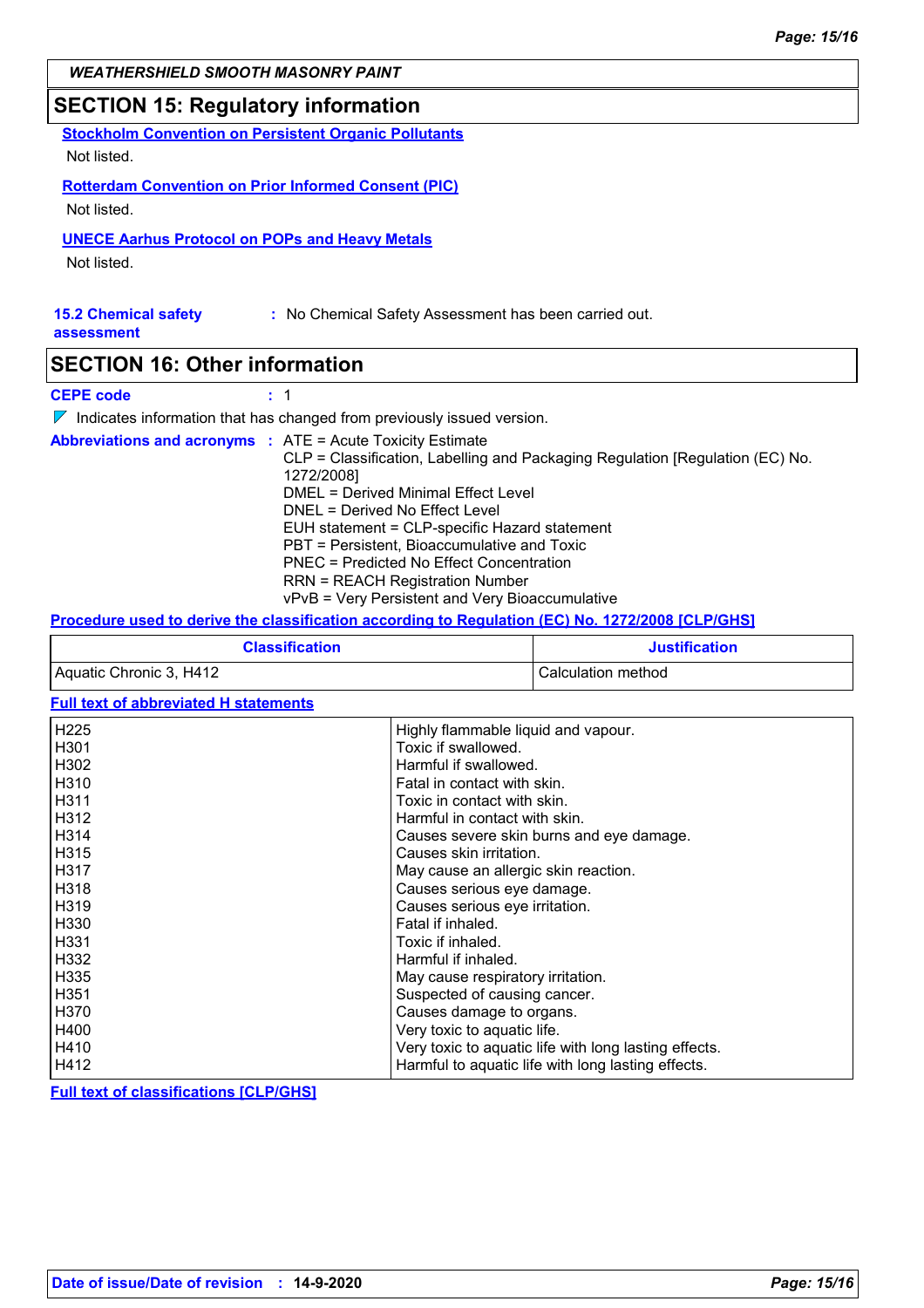## SECTION 15: Regulatory information

**Stockholm Convention on Persistent Organic Pollutants**

Not listed.

**Rotterdam Convention on Prior Informed Consent (PIC)**

Not listed.

**UNECE Aarhus Protocol on POPs and Heavy Metals**

Not listed.

**15.2 Chemical safety assessment** : No Chemical Safety Assessment has been carried out.

## SECTION 16: Other information

**CEPE code** : 1

Indicates information that has changed from previously issued version.

**Abbreviations and acronyms** :
ATE = Acute Toxicity Estimate
CLP = Classification, Labelling and Packaging Regulation [Regulation (EC) No. 1272/2008]
DMEL = Derived Minimal Effect Level
DNEL = Derived No Effect Level
EUH statement = CLP-specific Hazard statement
PBT = Persistent, Bioaccumulative and Toxic
PNEC = Predicted No Effect Concentration
RRN = REACH Registration Number
vPvB = Very Persistent and Very Bioaccumulative

**Procedure used to derive the classification according to Regulation (EC) No. 1272/2008 [CLP/GHS]**

| Classification | Justification |
|---|---|
| Aquatic Chronic 3, H412 | Calculation method |

**Full text of abbreviated H statements**

| | |
|---|---|
| H225 | Highly flammable liquid and vapour. |
| H301 | Toxic if swallowed. |
| H302 | Harmful if swallowed. |
| H310 | Fatal in contact with skin. |
| H311 | Toxic in contact with skin. |
| H312 | Harmful in contact with skin. |
| H314 | Causes severe skin burns and eye damage. |
| H315 | Causes skin irritation. |
| H317 | May cause an allergic skin reaction. |
| H318 | Causes serious eye damage. |
| H319 | Causes serious eye irritation. |
| H330 | Fatal if inhaled. |
| H331 | Toxic if inhaled. |
| H332 | Harmful if inhaled. |
| H335 | May cause respiratory irritation. |
| H351 | Suspected of causing cancer. |
| H370 | Causes damage to organs. |
| H400 | Very toxic to aquatic life. |
| H410 | Very toxic to aquatic life with long lasting effects. |
| H412 | Harmful to aquatic life with long lasting effects. |

**Full text of classifications [CLP/GHS]**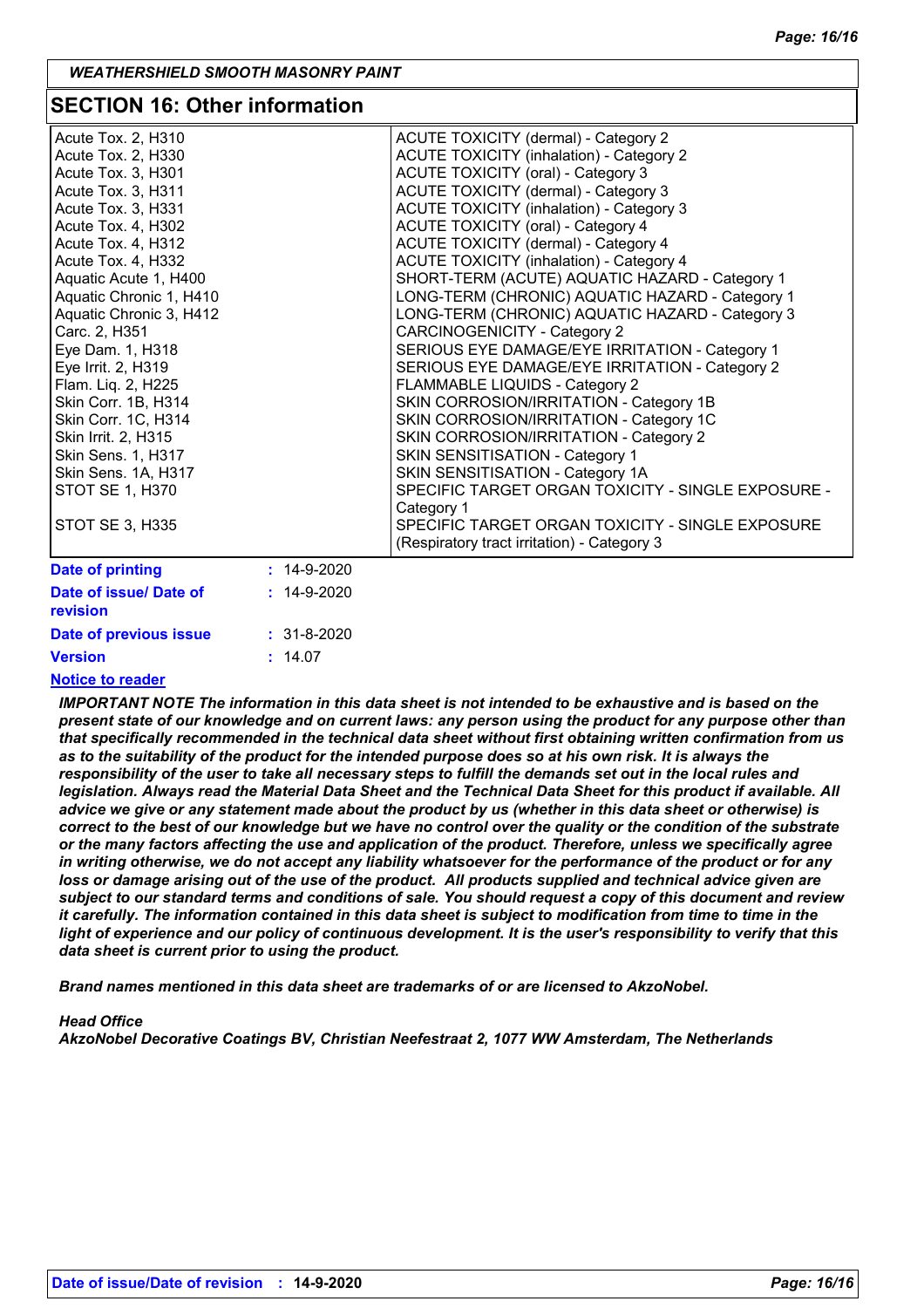## SECTION 16: Other information

| | |
|---|---|
| Acute Tox. 2, H310 | ACUTE TOXICITY (dermal) - Category 2 |
| Acute Tox. 2, H330 | ACUTE TOXICITY (inhalation) - Category 2 |
| Acute Tox. 3, H301 | ACUTE TOXICITY (oral) - Category 3 |
| Acute Tox. 3, H311 | ACUTE TOXICITY (dermal) - Category 3 |
| Acute Tox. 3, H331 | ACUTE TOXICITY (inhalation) - Category 3 |
| Acute Tox. 4, H302 | ACUTE TOXICITY (oral) - Category 4 |
| Acute Tox. 4, H312 | ACUTE TOXICITY (dermal) - Category 4 |
| Acute Tox. 4, H332 | ACUTE TOXICITY (inhalation) - Category 4 |
| Aquatic Acute 1, H400 | SHORT-TERM (ACUTE) AQUATIC HAZARD - Category 1 |
| Aquatic Chronic 1, H410 | LONG-TERM (CHRONIC) AQUATIC HAZARD - Category 1 |
| Aquatic Chronic 3, H412 | LONG-TERM (CHRONIC) AQUATIC HAZARD - Category 3 |
| Carc. 2, H351 | CARCINOGENICITY - Category 2 |
| Eye Dam. 1, H318 | SERIOUS EYE DAMAGE/EYE IRRITATION - Category 1 |
| Eye Irrit. 2, H319 | SERIOUS EYE DAMAGE/EYE IRRITATION - Category 2 |
| Flam. Liq. 2, H225 | FLAMMABLE LIQUIDS - Category 2 |
| Skin Corr. 1B, H314 | SKIN CORROSION/IRRITATION - Category 1B |
| Skin Corr. 1C, H314 | SKIN CORROSION/IRRITATION - Category 1C |
| Skin Irrit. 2, H315 | SKIN CORROSION/IRRITATION - Category 2 |
| Skin Sens. 1, H317 | SKIN SENSITISATION - Category 1 |
| Skin Sens. 1A, H317 | SKIN SENSITISATION - Category 1A |
| STOT SE 1, H370 | SPECIFIC TARGET ORGAN TOXICITY - SINGLE EXPOSURE - Category 1 |
| STOT SE 3, H335 | SPECIFIC TARGET ORGAN TOXICITY - SINGLE EXPOSURE (Respiratory tract irritation) - Category 3 |

**Date of printing** : 14-9-2020

**Date of issue/ Date of revision** : 14-9-2020

**Date of previous issue** : 31-8-2020

**Version** : 14.07

**Notice to reader**

***IMPORTANT NOTE The information in this data sheet is not intended to be exhaustive and is based on the present state of our knowledge and on current laws: any person using the product for any purpose other than that specifically recommended in the technical data sheet without first obtaining written confirmation from us as to the suitability of the product for the intended purpose does so at his own risk. It is always the responsibility of the user to take all necessary steps to fulfill the demands set out in the local rules and legislation. Always read the Material Data Sheet and the Technical Data Sheet for this product if available. All advice we give or any statement made about the product by us (whether in this data sheet or otherwise) is correct to the best of our knowledge but we have no control over the quality or the condition of the substrate or the many factors affecting the use and application of the product. Therefore, unless we specifically agree in writing otherwise, we do not accept any liability whatsoever for the performance of the product or for any loss or damage arising out of the use of the product. All products supplied and technical advice given are subject to our standard terms and conditions of sale. You should request a copy of this document and review it carefully. The information contained in this data sheet is subject to modification from time to time in the light of experience and our policy of continuous development. It is the user's responsibility to verify that this data sheet is current prior to using the product.***

***Brand names mentioned in this data sheet are trademarks of or are licensed to AkzoNobel.***

***Head Office***
***AkzoNobel Decorative Coatings BV, Christian Neefestraat 2, 1077 WW Amsterdam, The Netherlands***